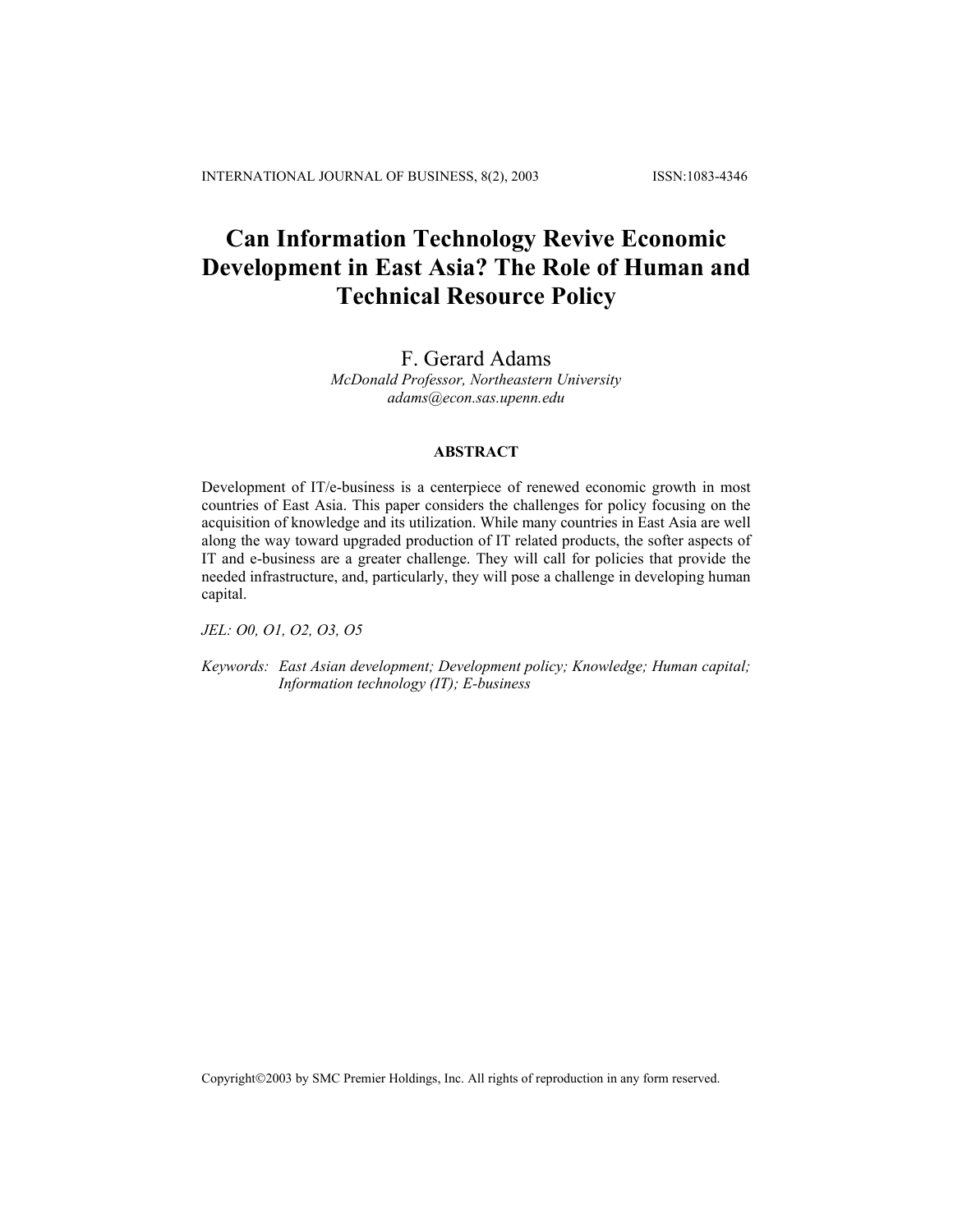# Can Information Technology Revive Economic Development in East Asia? The Role of Human and Technical Resource Policy

F. Gerard Adams

*McDonald Professor, Northeastern University*
*adams@econ.sas.upenn.edu*

## ABSTRACT

Development of IT/e-business is a centerpiece of renewed economic growth in most countries of East Asia. This paper considers the challenges for policy focusing on the acquisition of knowledge and its utilization. While many countries in East Asia are well along the way toward upgraded production of IT related products, the softer aspects of IT and e-business are a greater challenge. They will call for policies that provide the needed infrastructure, and, particularly, they will pose a challenge in developing human capital.

*JEL: O0, O1, O2, O3, O5*

*Keywords: East Asian development; Development policy; Knowledge; Human capital; Information technology (IT); E-business*

Copyright©2003 by SMC Premier Holdings, Inc. All rights of reproduction in any form reserved.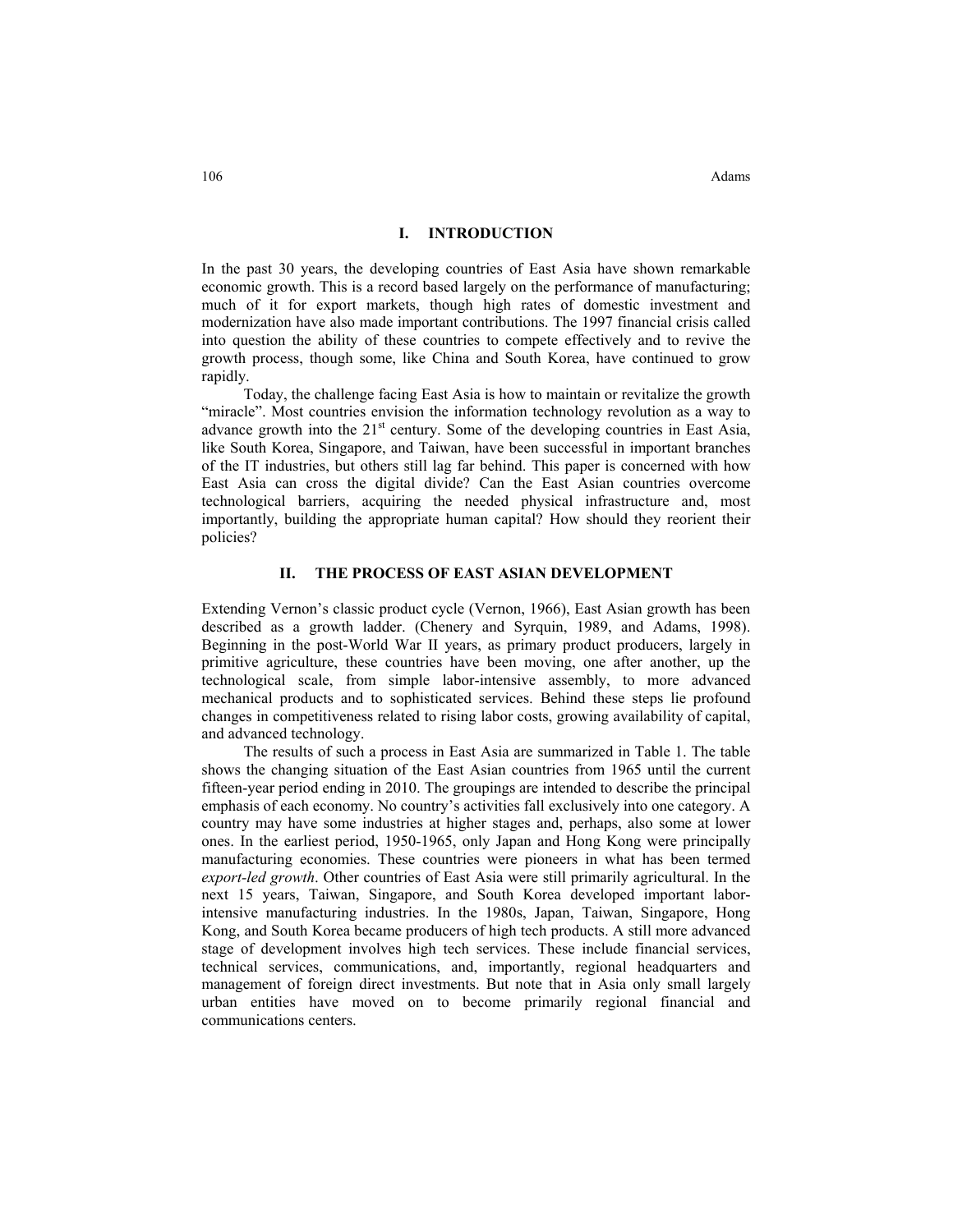## I. INTRODUCTION

In the past 30 years, the developing countries of East Asia have shown remarkable economic growth. This is a record based largely on the performance of manufacturing; much of it for export markets, though high rates of domestic investment and modernization have also made important contributions. The 1997 financial crisis called into question the ability of these countries to compete effectively and to revive the growth process, though some, like China and South Korea, have continued to grow rapidly.

Today, the challenge facing East Asia is how to maintain or revitalize the growth "miracle". Most countries envision the information technology revolution as a way to advance growth into the 21st century. Some of the developing countries in East Asia, like South Korea, Singapore, and Taiwan, have been successful in important branches of the IT industries, but others still lag far behind. This paper is concerned with how East Asia can cross the digital divide? Can the East Asian countries overcome technological barriers, acquiring the needed physical infrastructure and, most importantly, building the appropriate human capital? How should they reorient their policies?

## II. THE PROCESS OF EAST ASIAN DEVELOPMENT

Extending Vernon's classic product cycle (Vernon, 1966), East Asian growth has been described as a growth ladder. (Chenery and Syrquin, 1989, and Adams, 1998). Beginning in the post-World War II years, as primary product producers, largely in primitive agriculture, these countries have been moving, one after another, up the technological scale, from simple labor-intensive assembly, to more advanced mechanical products and to sophisticated services. Behind these steps lie profound changes in competitiveness related to rising labor costs, growing availability of capital, and advanced technology.

The results of such a process in East Asia are summarized in Table 1. The table shows the changing situation of the East Asian countries from 1965 until the current fifteen-year period ending in 2010. The groupings are intended to describe the principal emphasis of each economy. No country's activities fall exclusively into one category. A country may have some industries at higher stages and, perhaps, also some at lower ones. In the earliest period, 1950-1965, only Japan and Hong Kong were principally manufacturing economies. These countries were pioneers in what has been termed *export-led growth*. Other countries of East Asia were still primarily agricultural. In the next 15 years, Taiwan, Singapore, and South Korea developed important labor-intensive manufacturing industries. In the 1980s, Japan, Taiwan, Singapore, Hong Kong, and South Korea became producers of high tech products. A still more advanced stage of development involves high tech services. These include financial services, technical services, communications, and, importantly, regional headquarters and management of foreign direct investments. But note that in Asia only small largely urban entities have moved on to become primarily regional financial and communications centers.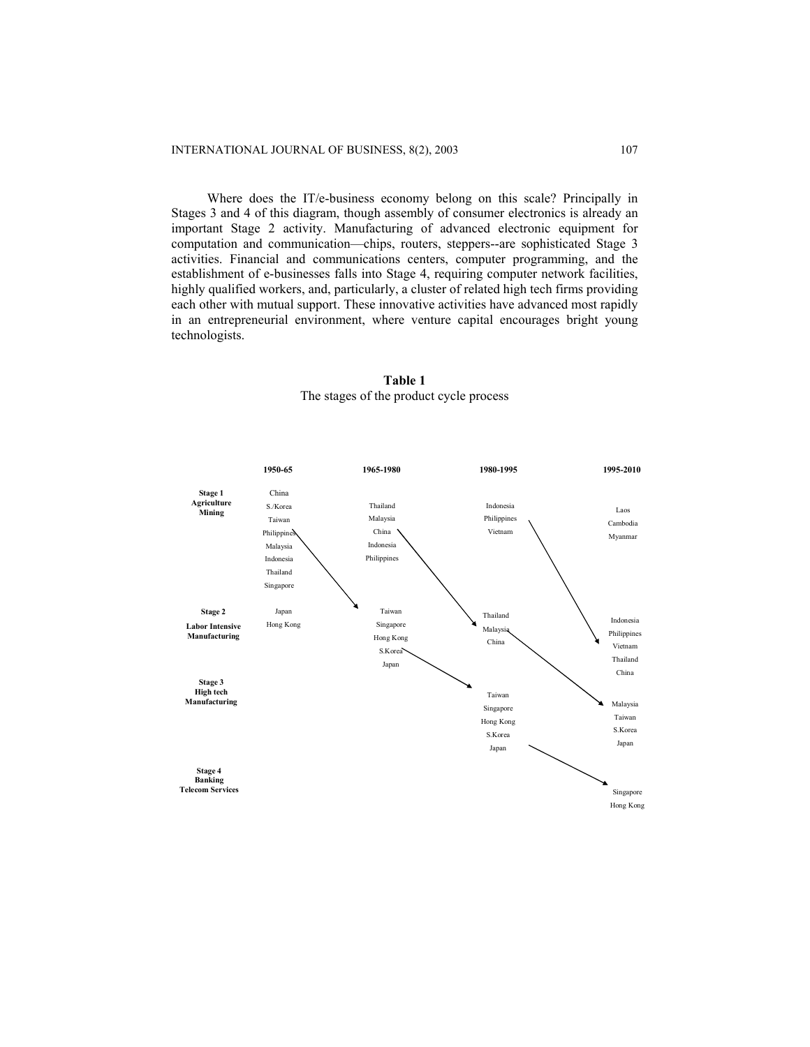Where does the IT/e-business economy belong on this scale? Principally in Stages 3 and 4 of this diagram, though assembly of consumer electronics is already an important Stage 2 activity. Manufacturing of advanced electronic equipment for computation and communication—chips, routers, steppers--are sophisticated Stage 3 activities. Financial and communications centers, computer programming, and the establishment of e-businesses falls into Stage 4, requiring computer network facilities, highly qualified workers, and, particularly, a cluster of related high tech firms providing each other with mutual support. These innovative activities have advanced most rapidly in an entrepreneurial environment, where venture capital encourages bright young technologists.

**Table 1**
The stages of the product cycle process

| | 1950-65 | 1965-1980 | 1980-1995 | 1995-2010 |
|---|---|---|---|---|
| **Stage 1 Agriculture Mining** | China, S./Korea, Taiwan, Philippines, Malaysia, Indonesia, Thailand, Singapore | Thailand, Malaysia, China, Indonesia, Philippines | Indonesia, Philippines, Vietnam | Laos, Cambodia, Myanmar |
| **Stage 2 Labor Intensive Manufacturing** | Japan, Hong Kong | Taiwan, Singapore, Hong Kong, S.Korea, Japan | Thailand, Malaysia, China | Indonesia, Philippines, Vietnam, Thailand, China |
| **Stage 3 High tech Manufacturing** | | | Taiwan, Singapore, Hong Kong, S.Korea, Japan | Malaysia, Taiwan, S.Korea, Japan |
| **Stage 4 Banking Telecom Services** | | | | Singapore, Hong Kong |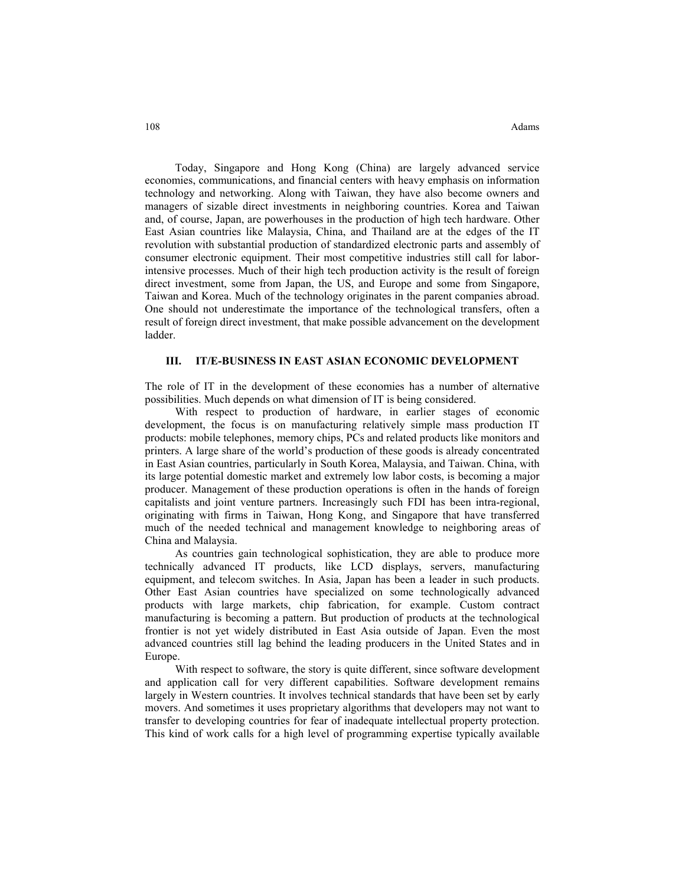Today, Singapore and Hong Kong (China) are largely advanced service economies, communications, and financial centers with heavy emphasis on information technology and networking. Along with Taiwan, they have also become owners and managers of sizable direct investments in neighboring countries. Korea and Taiwan and, of course, Japan, are powerhouses in the production of high tech hardware. Other East Asian countries like Malaysia, China, and Thailand are at the edges of the IT revolution with substantial production of standardized electronic parts and assembly of consumer electronic equipment. Their most competitive industries still call for labor-intensive processes. Much of their high tech production activity is the result of foreign direct investment, some from Japan, the US, and Europe and some from Singapore, Taiwan and Korea. Much of the technology originates in the parent companies abroad. One should not underestimate the importance of the technological transfers, often a result of foreign direct investment, that make possible advancement on the development ladder.

## III. IT/E-BUSINESS IN EAST ASIAN ECONOMIC DEVELOPMENT

The role of IT in the development of these economies has a number of alternative possibilities. Much depends on what dimension of IT is being considered.

With respect to production of hardware, in earlier stages of economic development, the focus is on manufacturing relatively simple mass production IT products: mobile telephones, memory chips, PCs and related products like monitors and printers. A large share of the world's production of these goods is already concentrated in East Asian countries, particularly in South Korea, Malaysia, and Taiwan. China, with its large potential domestic market and extremely low labor costs, is becoming a major producer. Management of these production operations is often in the hands of foreign capitalists and joint venture partners. Increasingly such FDI has been intra-regional, originating with firms in Taiwan, Hong Kong, and Singapore that have transferred much of the needed technical and management knowledge to neighboring areas of China and Malaysia.

As countries gain technological sophistication, they are able to produce more technically advanced IT products, like LCD displays, servers, manufacturing equipment, and telecom switches. In Asia, Japan has been a leader in such products. Other East Asian countries have specialized on some technologically advanced products with large markets, chip fabrication, for example. Custom contract manufacturing is becoming a pattern. But production of products at the technological frontier is not yet widely distributed in East Asia outside of Japan. Even the most advanced countries still lag behind the leading producers in the United States and in Europe.

With respect to software, the story is quite different, since software development and application call for very different capabilities. Software development remains largely in Western countries. It involves technical standards that have been set by early movers. And sometimes it uses proprietary algorithms that developers may not want to transfer to developing countries for fear of inadequate intellectual property protection. This kind of work calls for a high level of programming expertise typically available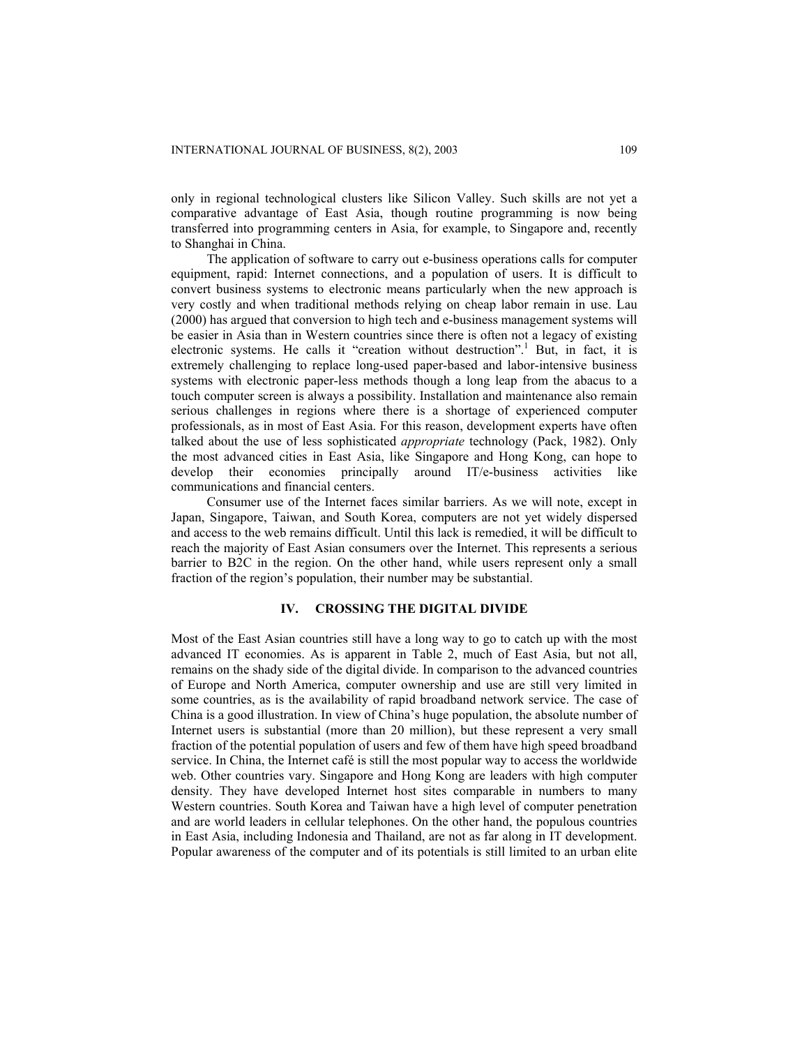only in regional technological clusters like Silicon Valley. Such skills are not yet a comparative advantage of East Asia, though routine programming is now being transferred into programming centers in Asia, for example, to Singapore and, recently to Shanghai in China.

The application of software to carry out e-business operations calls for computer equipment, rapid: Internet connections, and a population of users. It is difficult to convert business systems to electronic means particularly when the new approach is very costly and when traditional methods relying on cheap labor remain in use. Lau (2000) has argued that conversion to high tech and e-business management systems will be easier in Asia than in Western countries since there is often not a legacy of existing electronic systems. He calls it "creation without destruction".[1] But, in fact, it is extremely challenging to replace long-used paper-based and labor-intensive business systems with electronic paper-less methods though a long leap from the abacus to a touch computer screen is always a possibility. Installation and maintenance also remain serious challenges in regions where there is a shortage of experienced computer professionals, as in most of East Asia. For this reason, development experts have often talked about the use of less sophisticated *appropriate* technology (Pack, 1982). Only the most advanced cities in East Asia, like Singapore and Hong Kong, can hope to develop their economies principally around IT/e-business activities like communications and financial centers.

Consumer use of the Internet faces similar barriers. As we will note, except in Japan, Singapore, Taiwan, and South Korea, computers are not yet widely dispersed and access to the web remains difficult. Until this lack is remedied, it will be difficult to reach the majority of East Asian consumers over the Internet. This represents a serious barrier to B2C in the region. On the other hand, while users represent only a small fraction of the region's population, their number may be substantial.

## IV. CROSSING THE DIGITAL DIVIDE

Most of the East Asian countries still have a long way to go to catch up with the most advanced IT economies. As is apparent in Table 2, much of East Asia, but not all, remains on the shady side of the digital divide. In comparison to the advanced countries of Europe and North America, computer ownership and use are still very limited in some countries, as is the availability of rapid broadband network service. The case of China is a good illustration. In view of China's huge population, the absolute number of Internet users is substantial (more than 20 million), but these represent a very small fraction of the potential population of users and few of them have high speed broadband service. In China, the Internet café is still the most popular way to access the worldwide web. Other countries vary. Singapore and Hong Kong are leaders with high computer density. They have developed Internet host sites comparable in numbers to many Western countries. South Korea and Taiwan have a high level of computer penetration and are world leaders in cellular telephones. On the other hand, the populous countries in East Asia, including Indonesia and Thailand, are not as far along in IT development. Popular awareness of the computer and of its potentials is still limited to an urban elite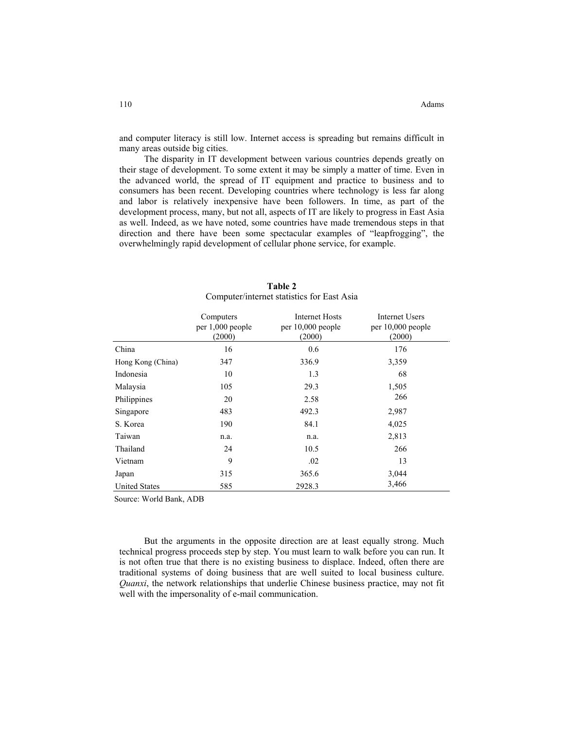and computer literacy is still low. Internet access is spreading but remains difficult in many areas outside big cities.

The disparity in IT development between various countries depends greatly on their stage of development. To some extent it may be simply a matter of time. Even in the advanced world, the spread of IT equipment and practice to business and to consumers has been recent. Developing countries where technology is less far along and labor is relatively inexpensive have been followers. In time, as part of the development process, many, but not all, aspects of IT are likely to progress in East Asia as well. Indeed, as we have noted, some countries have made tremendous steps in that direction and there have been some spectacular examples of "leapfrogging", the overwhelmingly rapid development of cellular phone service, for example.

**Table 2**
Computer/internet statistics for East Asia

| | Computers per 1,000 people (2000) | Internet Hosts per 10,000 people (2000) | Internet Users per 10,000 people (2000) |
|---|---|---|---|
| China | 16 | 0.6 | 176 |
| Hong Kong (China) | 347 | 336.9 | 3,359 |
| Indonesia | 10 | 1.3 | 68 |
| Malaysia | 105 | 29.3 | 1,505 |
| Philippines | 20 | 2.58 | 266 |
| Singapore | 483 | 492.3 | 2,987 |
| S. Korea | 190 | 84.1 | 4,025 |
| Taiwan | n.a. | n.a. | 2,813 |
| Thailand | 24 | 10.5 | 266 |
| Vietnam | 9 | .02 | 13 |
| Japan | 315 | 365.6 | 3,044 |
| United States | 585 | 2928.3 | 3,466 |

Source: World Bank, ADB

But the arguments in the opposite direction are at least equally strong. Much technical progress proceeds step by step. You must learn to walk before you can run. It is not often true that there is no existing business to displace. Indeed, often there are traditional systems of doing business that are well suited to local business culture. *Quanxi*, the network relationships that underlie Chinese business practice, may not fit well with the impersonality of e-mail communication.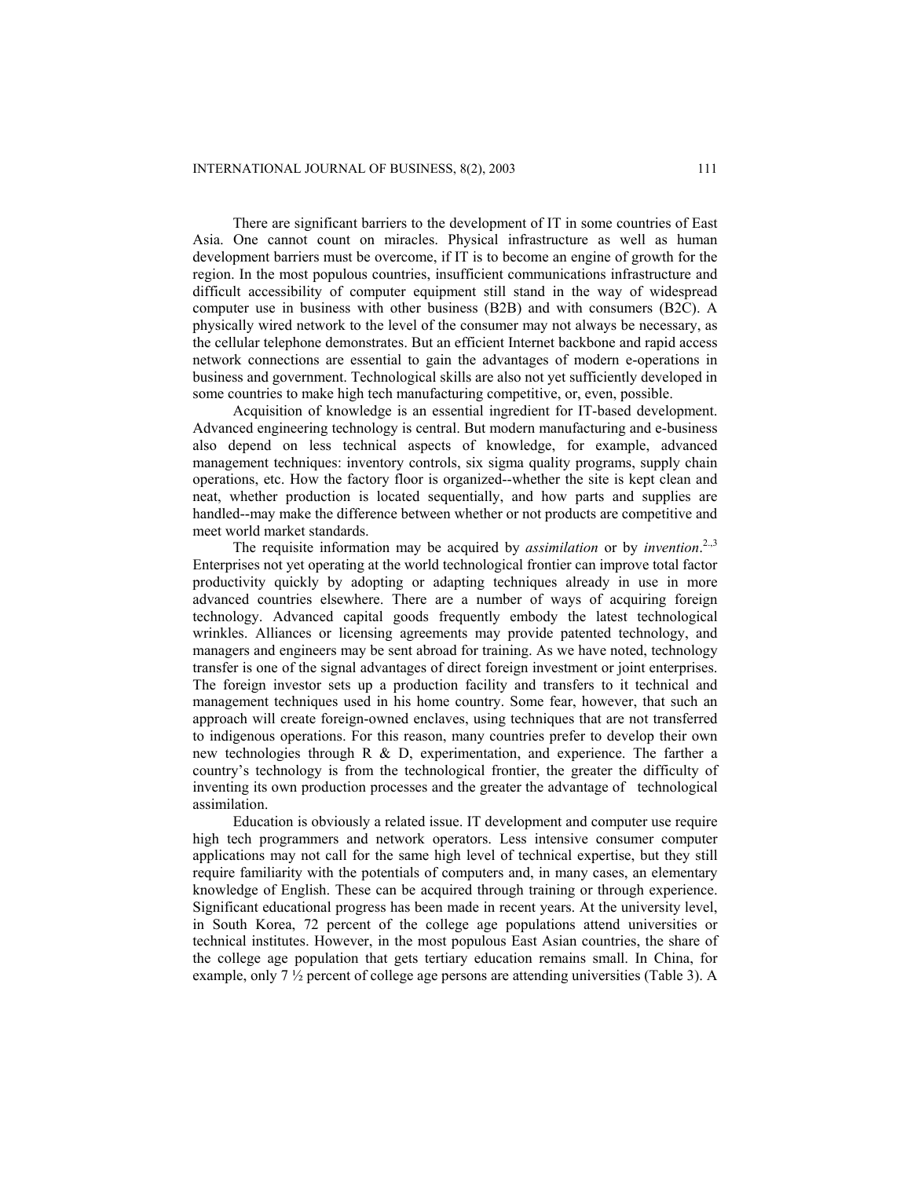There are significant barriers to the development of IT in some countries of East Asia. One cannot count on miracles. Physical infrastructure as well as human development barriers must be overcome, if IT is to become an engine of growth for the region. In the most populous countries, insufficient communications infrastructure and difficult accessibility of computer equipment still stand in the way of widespread computer use in business with other business (B2B) and with consumers (B2C). A physically wired network to the level of the consumer may not always be necessary, as the cellular telephone demonstrates. But an efficient Internet backbone and rapid access network connections are essential to gain the advantages of modern e-operations in business and government. Technological skills are also not yet sufficiently developed in some countries to make high tech manufacturing competitive, or, even, possible.

Acquisition of knowledge is an essential ingredient for IT-based development. Advanced engineering technology is central. But modern manufacturing and e-business also depend on less technical aspects of knowledge, for example, advanced management techniques: inventory controls, six sigma quality programs, supply chain operations, etc. How the factory floor is organized--whether the site is kept clean and neat, whether production is located sequentially, and how parts and supplies are handled--may make the difference between whether or not products are competitive and meet world market standards.

The requisite information may be acquired by *assimilation* or by *invention*.[2,3] Enterprises not yet operating at the world technological frontier can improve total factor productivity quickly by adopting or adapting techniques already in use in more advanced countries elsewhere. There are a number of ways of acquiring foreign technology. Advanced capital goods frequently embody the latest technological wrinkles. Alliances or licensing agreements may provide patented technology, and managers and engineers may be sent abroad for training. As we have noted, technology transfer is one of the signal advantages of direct foreign investment or joint enterprises. The foreign investor sets up a production facility and transfers to it technical and management techniques used in his home country. Some fear, however, that such an approach will create foreign-owned enclaves, using techniques that are not transferred to indigenous operations. For this reason, many countries prefer to develop their own new technologies through R & D, experimentation, and experience. The farther a country's technology is from the technological frontier, the greater the difficulty of inventing its own production processes and the greater the advantage of technological assimilation.

Education is obviously a related issue. IT development and computer use require high tech programmers and network operators. Less intensive consumer computer applications may not call for the same high level of technical expertise, but they still require familiarity with the potentials of computers and, in many cases, an elementary knowledge of English. These can be acquired through training or through experience. Significant educational progress has been made in recent years. At the university level, in South Korea, 72 percent of the college age populations attend universities or technical institutes. However, in the most populous East Asian countries, the share of the college age population that gets tertiary education remains small. In China, for example, only 7 ½ percent of college age persons are attending universities (Table 3). A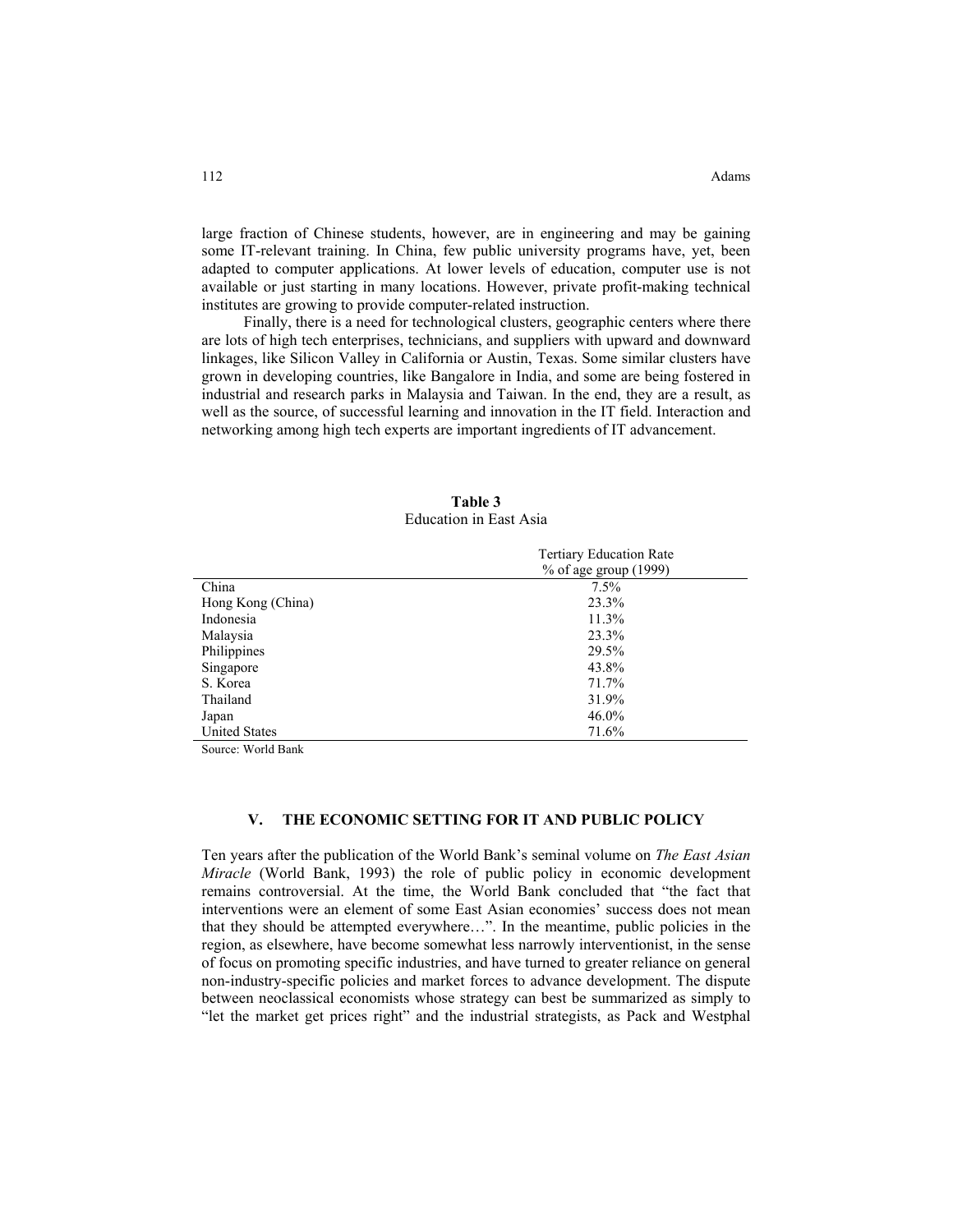large fraction of Chinese students, however, are in engineering and may be gaining some IT-relevant training. In China, few public university programs have, yet, been adapted to computer applications. At lower levels of education, computer use is not available or just starting in many locations. However, private profit-making technical institutes are growing to provide computer-related instruction.

Finally, there is a need for technological clusters, geographic centers where there are lots of high tech enterprises, technicians, and suppliers with upward and downward linkages, like Silicon Valley in California or Austin, Texas. Some similar clusters have grown in developing countries, like Bangalore in India, and some are being fostered in industrial and research parks in Malaysia and Taiwan. In the end, they are a result, as well as the source, of successful learning and innovation in the IT field. Interaction and networking among high tech experts are important ingredients of IT advancement.

**Table 3**
Education in East Asia

| | Tertiary Education Rate % of age group (1999) |
|---|---|
| China | 7.5% |
| Hong Kong (China) | 23.3% |
| Indonesia | 11.3% |
| Malaysia | 23.3% |
| Philippines | 29.5% |
| Singapore | 43.8% |
| S. Korea | 71.7% |
| Thailand | 31.9% |
| Japan | 46.0% |
| United States | 71.6% |

Source: World Bank

## V. THE ECONOMIC SETTING FOR IT AND PUBLIC POLICY

Ten years after the publication of the World Bank's seminal volume on *The East Asian Miracle* (World Bank, 1993) the role of public policy in economic development remains controversial. At the time, the World Bank concluded that "the fact that interventions were an element of some East Asian economies' success does not mean that they should be attempted everywhere…". In the meantime, public policies in the region, as elsewhere, have become somewhat less narrowly interventionist, in the sense of focus on promoting specific industries, and have turned to greater reliance on general non-industry-specific policies and market forces to advance development. The dispute between neoclassical economists whose strategy can best be summarized as simply to "let the market get prices right" and the industrial strategists, as Pack and Westphal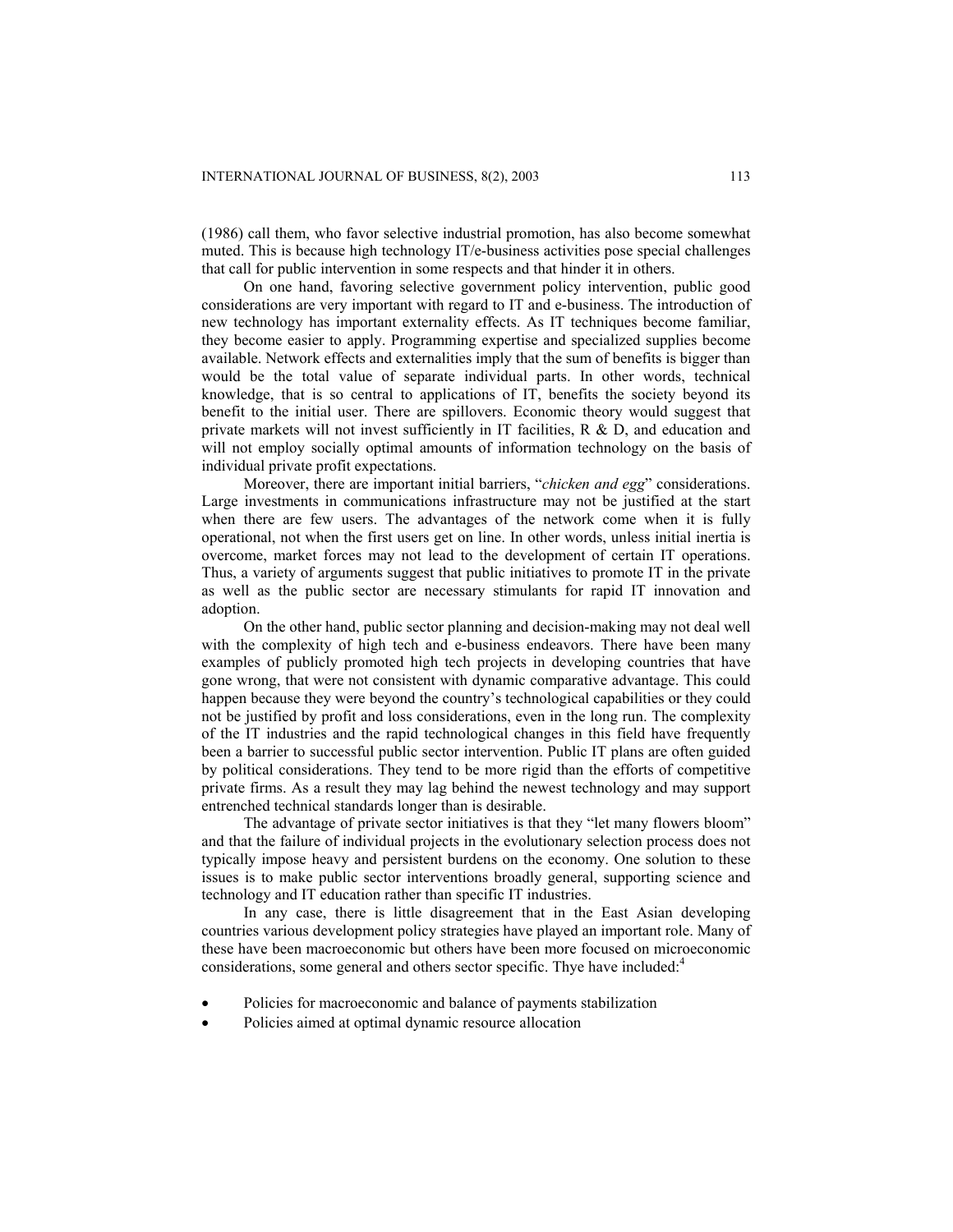(1986) call them, who favor selective industrial promotion, has also become somewhat muted. This is because high technology IT/e-business activities pose special challenges that call for public intervention in some respects and that hinder it in others.

On one hand, favoring selective government policy intervention, public good considerations are very important with regard to IT and e-business. The introduction of new technology has important externality effects. As IT techniques become familiar, they become easier to apply. Programming expertise and specialized supplies become available. Network effects and externalities imply that the sum of benefits is bigger than would be the total value of separate individual parts. In other words, technical knowledge, that is so central to applications of IT, benefits the society beyond its benefit to the initial user. There are spillovers. Economic theory would suggest that private markets will not invest sufficiently in IT facilities, R & D, and education and will not employ socially optimal amounts of information technology on the basis of individual private profit expectations.

Moreover, there are important initial barriers, "*chicken and egg*" considerations. Large investments in communications infrastructure may not be justified at the start when there are few users. The advantages of the network come when it is fully operational, not when the first users get on line. In other words, unless initial inertia is overcome, market forces may not lead to the development of certain IT operations. Thus, a variety of arguments suggest that public initiatives to promote IT in the private as well as the public sector are necessary stimulants for rapid IT innovation and adoption.

On the other hand, public sector planning and decision-making may not deal well with the complexity of high tech and e-business endeavors. There have been many examples of publicly promoted high tech projects in developing countries that have gone wrong, that were not consistent with dynamic comparative advantage. This could happen because they were beyond the country's technological capabilities or they could not be justified by profit and loss considerations, even in the long run. The complexity of the IT industries and the rapid technological changes in this field have frequently been a barrier to successful public sector intervention. Public IT plans are often guided by political considerations. They tend to be more rigid than the efforts of competitive private firms. As a result they may lag behind the newest technology and may support entrenched technical standards longer than is desirable.

The advantage of private sector initiatives is that they "let many flowers bloom" and that the failure of individual projects in the evolutionary selection process does not typically impose heavy and persistent burdens on the economy. One solution to these issues is to make public sector interventions broadly general, supporting science and technology and IT education rather than specific IT industries.

In any case, there is little disagreement that in the East Asian developing countries various development policy strategies have played an important role. Many of these have been macroeconomic but others have been more focused on microeconomic considerations, some general and others sector specific. Thye have included:[4]

- Policies for macroeconomic and balance of payments stabilization
- Policies aimed at optimal dynamic resource allocation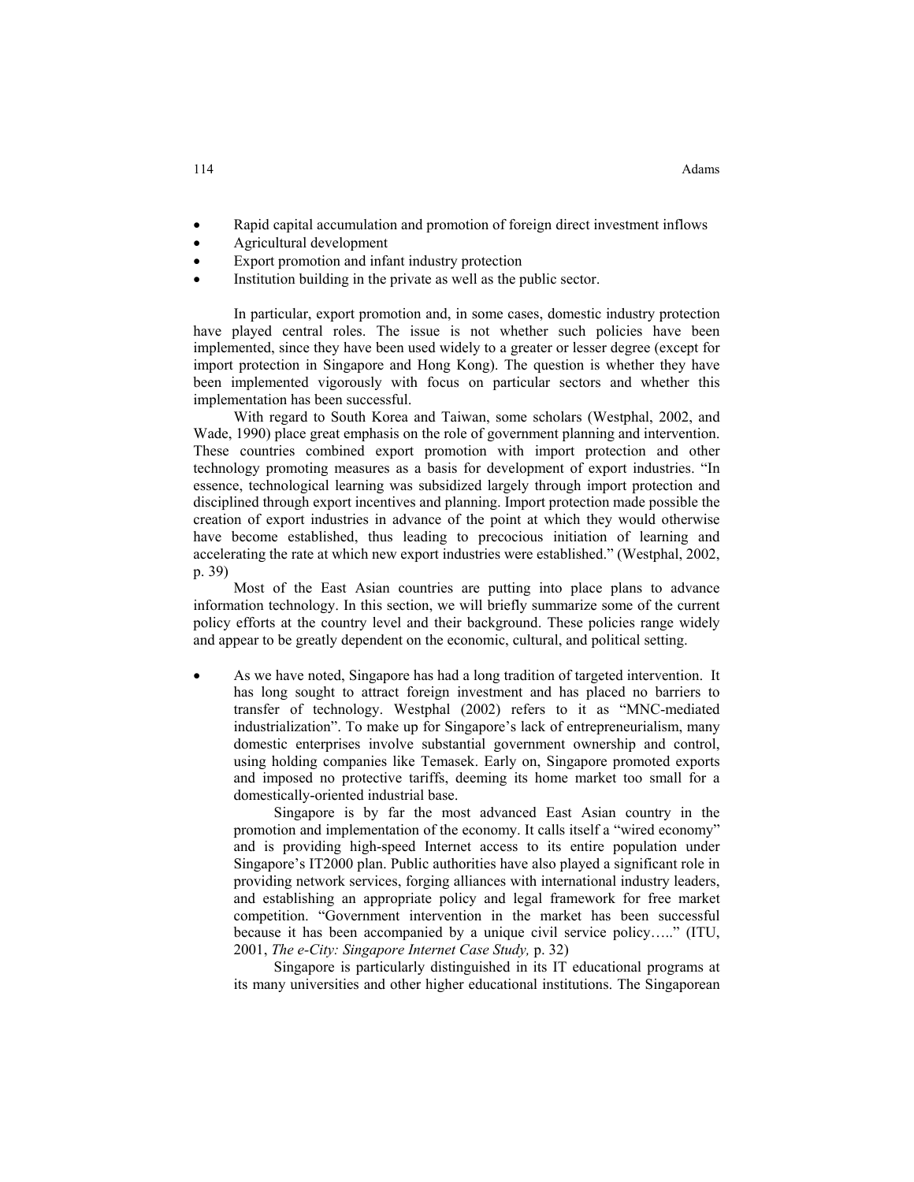- Rapid capital accumulation and promotion of foreign direct investment inflows
- Agricultural development
- Export promotion and infant industry protection
- Institution building in the private as well as the public sector.

In particular, export promotion and, in some cases, domestic industry protection have played central roles. The issue is not whether such policies have been implemented, since they have been used widely to a greater or lesser degree (except for import protection in Singapore and Hong Kong). The question is whether they have been implemented vigorously with focus on particular sectors and whether this implementation has been successful.

With regard to South Korea and Taiwan, some scholars (Westphal, 2002, and Wade, 1990) place great emphasis on the role of government planning and intervention. These countries combined export promotion with import protection and other technology promoting measures as a basis for development of export industries. "In essence, technological learning was subsidized largely through import protection and disciplined through export incentives and planning. Import protection made possible the creation of export industries in advance of the point at which they would otherwise have become established, thus leading to precocious initiation of learning and accelerating the rate at which new export industries were established." (Westphal, 2002, p. 39)

Most of the East Asian countries are putting into place plans to advance information technology. In this section, we will briefly summarize some of the current policy efforts at the country level and their background. These policies range widely and appear to be greatly dependent on the economic, cultural, and political setting.

- As we have noted, Singapore has had a long tradition of targeted intervention. It has long sought to attract foreign investment and has placed no barriers to transfer of technology. Westphal (2002) refers to it as "MNC-mediated industrialization". To make up for Singapore's lack of entrepreneurialism, many domestic enterprises involve substantial government ownership and control, using holding companies like Temasek. Early on, Singapore promoted exports and imposed no protective tariffs, deeming its home market too small for a domestically-oriented industrial base.

  Singapore is by far the most advanced East Asian country in the promotion and implementation of the economy. It calls itself a "wired economy" and is providing high-speed Internet access to its entire population under Singapore's IT2000 plan. Public authorities have also played a significant role in providing network services, forging alliances with international industry leaders, and establishing an appropriate policy and legal framework for free market competition. "Government intervention in the market has been successful because it has been accompanied by a unique civil service policy….." (ITU, 2001, *The e-City: Singapore Internet Case Study,* p. 32)

  Singapore is particularly distinguished in its IT educational programs at its many universities and other higher educational institutions. The Singaporean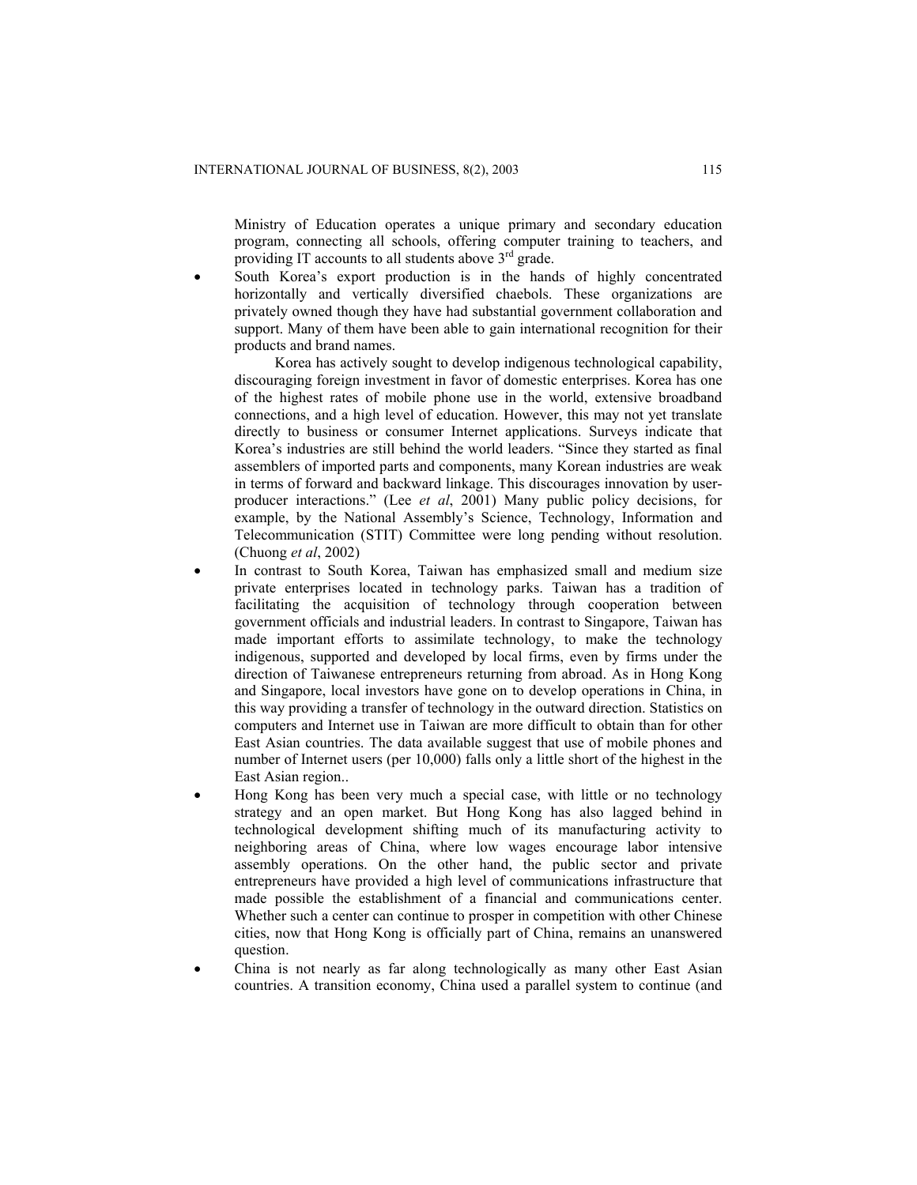Ministry of Education operates a unique primary and secondary education program, connecting all schools, offering computer training to teachers, and providing IT accounts to all students above 3rd grade.

- South Korea's export production is in the hands of highly concentrated horizontally and vertically diversified chaebols. These organizations are privately owned though they have had substantial government collaboration and support. Many of them have been able to gain international recognition for their products and brand names.

  Korea has actively sought to develop indigenous technological capability, discouraging foreign investment in favor of domestic enterprises. Korea has one of the highest rates of mobile phone use in the world, extensive broadband connections, and a high level of education. However, this may not yet translate directly to business or consumer Internet applications. Surveys indicate that Korea's industries are still behind the world leaders. "Since they started as final assemblers of imported parts and components, many Korean industries are weak in terms of forward and backward linkage. This discourages innovation by user-producer interactions." (Lee *et al*, 2001) Many public policy decisions, for example, by the National Assembly's Science, Technology, Information and Telecommunication (STIT) Committee were long pending without resolution. (Chuong *et al*, 2002)
- In contrast to South Korea, Taiwan has emphasized small and medium size private enterprises located in technology parks. Taiwan has a tradition of facilitating the acquisition of technology through cooperation between government officials and industrial leaders. In contrast to Singapore, Taiwan has made important efforts to assimilate technology, to make the technology indigenous, supported and developed by local firms, even by firms under the direction of Taiwanese entrepreneurs returning from abroad. As in Hong Kong and Singapore, local investors have gone on to develop operations in China, in this way providing a transfer of technology in the outward direction. Statistics on computers and Internet use in Taiwan are more difficult to obtain than for other East Asian countries. The data available suggest that use of mobile phones and number of Internet users (per 10,000) falls only a little short of the highest in the East Asian region..
- Hong Kong has been very much a special case, with little or no technology strategy and an open market. But Hong Kong has also lagged behind in technological development shifting much of its manufacturing activity to neighboring areas of China, where low wages encourage labor intensive assembly operations. On the other hand, the public sector and private entrepreneurs have provided a high level of communications infrastructure that made possible the establishment of a financial and communications center. Whether such a center can continue to prosper in competition with other Chinese cities, now that Hong Kong is officially part of China, remains an unanswered question.
- China is not nearly as far along technologically as many other East Asian countries. A transition economy, China used a parallel system to continue (and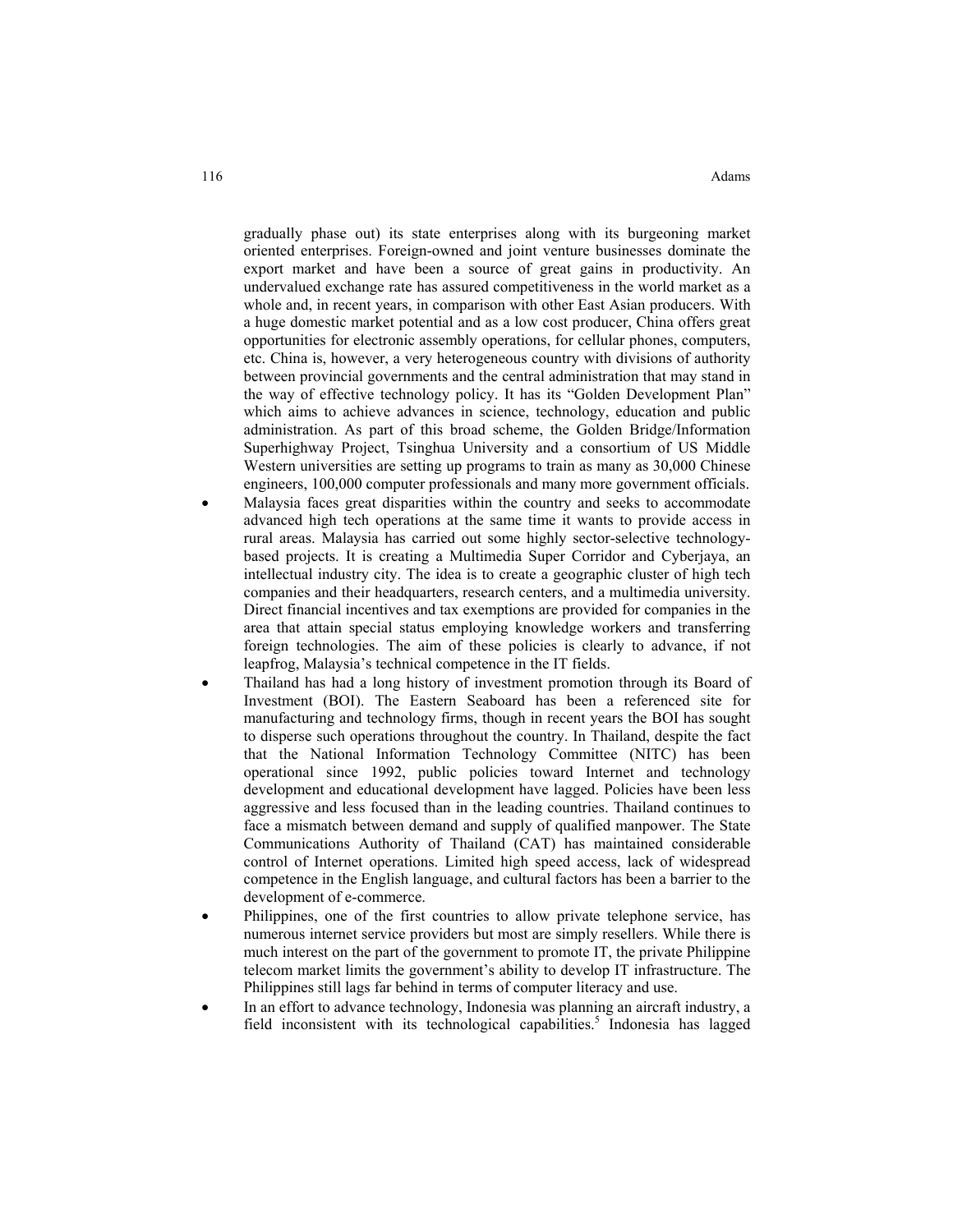gradually phase out) its state enterprises along with its burgeoning market oriented enterprises. Foreign-owned and joint venture businesses dominate the export market and have been a source of great gains in productivity. An undervalued exchange rate has assured competitiveness in the world market as a whole and, in recent years, in comparison with other East Asian producers. With a huge domestic market potential and as a low cost producer, China offers great opportunities for electronic assembly operations, for cellular phones, computers, etc. China is, however, a very heterogeneous country with divisions of authority between provincial governments and the central administration that may stand in the way of effective technology policy. It has its "Golden Development Plan" which aims to achieve advances in science, technology, education and public administration. As part of this broad scheme, the Golden Bridge/Information Superhighway Project, Tsinghua University and a consortium of US Middle Western universities are setting up programs to train as many as 30,000 Chinese engineers, 100,000 computer professionals and many more government officials.

- Malaysia faces great disparities within the country and seeks to accommodate advanced high tech operations at the same time it wants to provide access in rural areas. Malaysia has carried out some highly sector-selective technology-based projects. It is creating a Multimedia Super Corridor and Cyberjaya, an intellectual industry city. The idea is to create a geographic cluster of high tech companies and their headquarters, research centers, and a multimedia university. Direct financial incentives and tax exemptions are provided for companies in the area that attain special status employing knowledge workers and transferring foreign technologies. The aim of these policies is clearly to advance, if not leapfrog, Malaysia's technical competence in the IT fields.
- Thailand has had a long history of investment promotion through its Board of Investment (BOI). The Eastern Seaboard has been a referenced site for manufacturing and technology firms, though in recent years the BOI has sought to disperse such operations throughout the country. In Thailand, despite the fact that the National Information Technology Committee (NITC) has been operational since 1992, public policies toward Internet and technology development and educational development have lagged. Policies have been less aggressive and less focused than in the leading countries. Thailand continues to face a mismatch between demand and supply of qualified manpower. The State Communications Authority of Thailand (CAT) has maintained considerable control of Internet operations. Limited high speed access, lack of widespread competence in the English language, and cultural factors has been a barrier to the development of e-commerce.
- Philippines, one of the first countries to allow private telephone service, has numerous internet service providers but most are simply resellers. While there is much interest on the part of the government to promote IT, the private Philippine telecom market limits the government's ability to develop IT infrastructure. The Philippines still lags far behind in terms of computer literacy and use.
- In an effort to advance technology, Indonesia was planning an aircraft industry, a field inconsistent with its technological capabilities.[5] Indonesia has lagged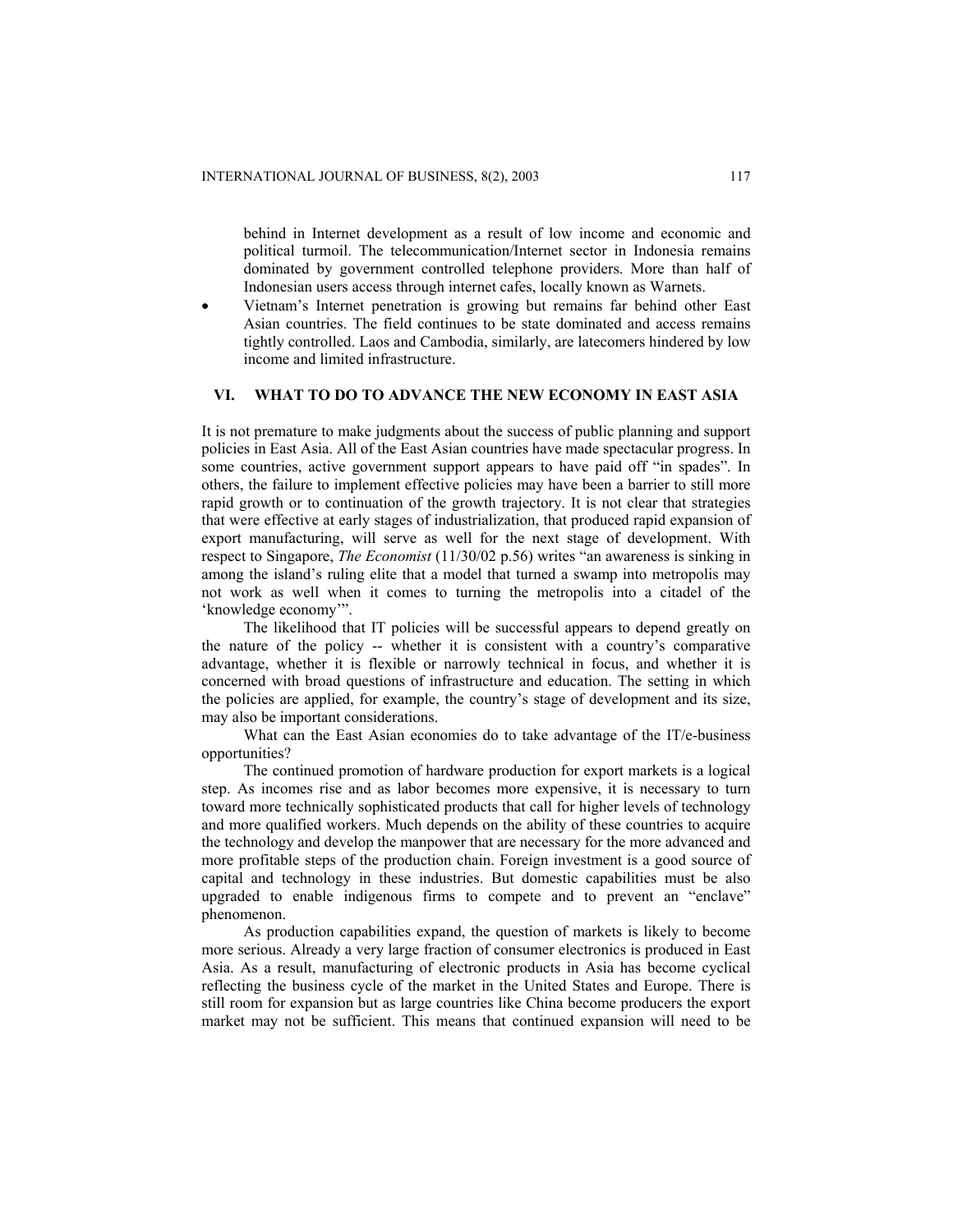behind in Internet development as a result of low income and economic and political turmoil. The telecommunication/Internet sector in Indonesia remains dominated by government controlled telephone providers. More than half of Indonesian users access through internet cafes, locally known as Warnets.

- Vietnam's Internet penetration is growing but remains far behind other East Asian countries. The field continues to be state dominated and access remains tightly controlled. Laos and Cambodia, similarly, are latecomers hindered by low income and limited infrastructure.

## VI. WHAT TO DO TO ADVANCE THE NEW ECONOMY IN EAST ASIA

It is not premature to make judgments about the success of public planning and support policies in East Asia. All of the East Asian countries have made spectacular progress. In some countries, active government support appears to have paid off "in spades". In others, the failure to implement effective policies may have been a barrier to still more rapid growth or to continuation of the growth trajectory. It is not clear that strategies that were effective at early stages of industrialization, that produced rapid expansion of export manufacturing, will serve as well for the next stage of development. With respect to Singapore, *The Economist* (11/30/02 p.56) writes "an awareness is sinking in among the island's ruling elite that a model that turned a swamp into metropolis may not work as well when it comes to turning the metropolis into a citadel of the 'knowledge economy'".

The likelihood that IT policies will be successful appears to depend greatly on the nature of the policy -- whether it is consistent with a country's comparative advantage, whether it is flexible or narrowly technical in focus, and whether it is concerned with broad questions of infrastructure and education. The setting in which the policies are applied, for example, the country's stage of development and its size, may also be important considerations.

What can the East Asian economies do to take advantage of the IT/e-business opportunities?

The continued promotion of hardware production for export markets is a logical step. As incomes rise and as labor becomes more expensive, it is necessary to turn toward more technically sophisticated products that call for higher levels of technology and more qualified workers. Much depends on the ability of these countries to acquire the technology and develop the manpower that are necessary for the more advanced and more profitable steps of the production chain. Foreign investment is a good source of capital and technology in these industries. But domestic capabilities must be also upgraded to enable indigenous firms to compete and to prevent an "enclave" phenomenon.

As production capabilities expand, the question of markets is likely to become more serious. Already a very large fraction of consumer electronics is produced in East Asia. As a result, manufacturing of electronic products in Asia has become cyclical reflecting the business cycle of the market in the United States and Europe. There is still room for expansion but as large countries like China become producers the export market may not be sufficient. This means that continued expansion will need to be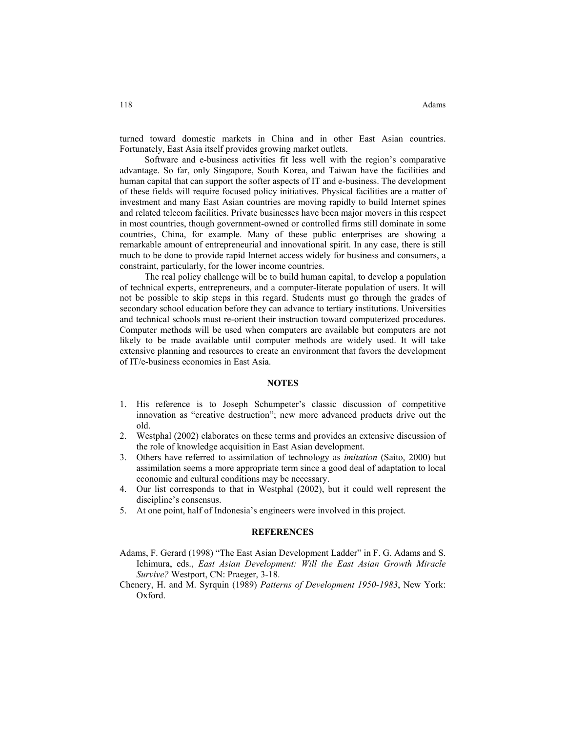turned toward domestic markets in China and in other East Asian countries. Fortunately, East Asia itself provides growing market outlets.

Software and e-business activities fit less well with the region's comparative advantage. So far, only Singapore, South Korea, and Taiwan have the facilities and human capital that can support the softer aspects of IT and e-business. The development of these fields will require focused policy initiatives. Physical facilities are a matter of investment and many East Asian countries are moving rapidly to build Internet spines and related telecom facilities. Private businesses have been major movers in this respect in most countries, though government-owned or controlled firms still dominate in some countries, China, for example. Many of these public enterprises are showing a remarkable amount of entrepreneurial and innovational spirit. In any case, there is still much to be done to provide rapid Internet access widely for business and consumers, a constraint, particularly, for the lower income countries.

The real policy challenge will be to build human capital, to develop a population of technical experts, entrepreneurs, and a computer-literate population of users. It will not be possible to skip steps in this regard. Students must go through the grades of secondary school education before they can advance to tertiary institutions. Universities and technical schools must re-orient their instruction toward computerized procedures. Computer methods will be used when computers are available but computers are not likely to be made available until computer methods are widely used. It will take extensive planning and resources to create an environment that favors the development of IT/e-business economies in East Asia.

## NOTES

1. His reference is to Joseph Schumpeter's classic discussion of competitive innovation as "creative destruction"; new more advanced products drive out the old.
2. Westphal (2002) elaborates on these terms and provides an extensive discussion of the role of knowledge acquisition in East Asian development.
3. Others have referred to assimilation of technology as *imitation* (Saito, 2000) but assimilation seems a more appropriate term since a good deal of adaptation to local economic and cultural conditions may be necessary.
4. Our list corresponds to that in Westphal (2002), but it could well represent the discipline's consensus.
5. At one point, half of Indonesia's engineers were involved in this project.

## REFERENCES

Adams, F. Gerard (1998) "The East Asian Development Ladder" in F. G. Adams and S. Ichimura, eds., *East Asian Development: Will the East Asian Growth Miracle Survive?* Westport, CN: Praeger, 3-18.

Chenery, H. and M. Syrquin (1989) *Patterns of Development 1950-1983*, New York: Oxford.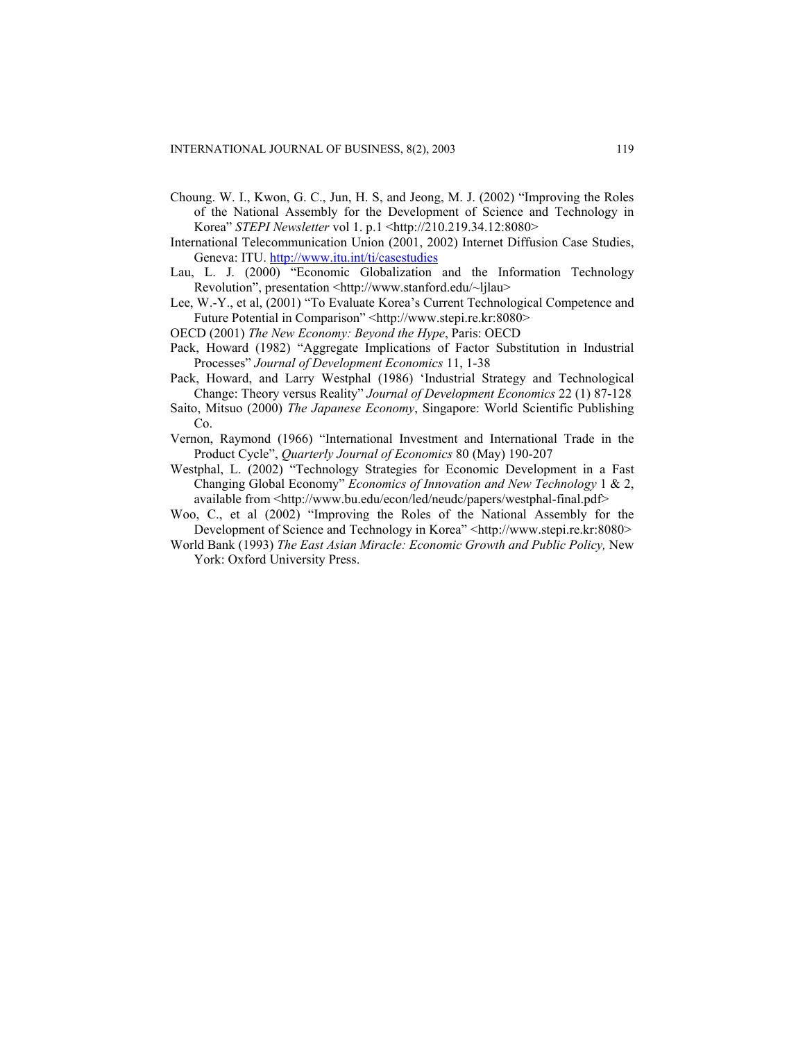Choung. W. I., Kwon, G. C., Jun, H. S, and Jeong, M. J. (2002) "Improving the Roles of the National Assembly for the Development of Science and Technology in Korea" *STEPI Newsletter* vol 1. p.1 <http://210.219.34.12:8080>

International Telecommunication Union (2001, 2002) Internet Diffusion Case Studies, Geneva: ITU. http://www.itu.int/ti/casestudies

Lau, L. J. (2000) "Economic Globalization and the Information Technology Revolution", presentation <http://www.stanford.edu/~ljlau>

Lee, W.-Y., et al, (2001) "To Evaluate Korea's Current Technological Competence and Future Potential in Comparison" <http://www.stepi.re.kr:8080>

OECD (2001) *The New Economy: Beyond the Hype*, Paris: OECD

Pack, Howard (1982) "Aggregate Implications of Factor Substitution in Industrial Processes" *Journal of Development Economics* 11, 1-38

Pack, Howard, and Larry Westphal (1986) 'Industrial Strategy and Technological Change: Theory versus Reality" *Journal of Development Economics* 22 (1) 87-128

Saito, Mitsuo (2000) *The Japanese Economy*, Singapore: World Scientific Publishing Co.

Vernon, Raymond (1966) "International Investment and International Trade in the Product Cycle", *Quarterly Journal of Economics* 80 (May) 190-207

Westphal, L. (2002) "Technology Strategies for Economic Development in a Fast Changing Global Economy" *Economics of Innovation and New Technology* 1 & 2, available from <http://www.bu.edu/econ/led/neudc/papers/westphal-final.pdf>

Woo, C., et al (2002) "Improving the Roles of the National Assembly for the Development of Science and Technology in Korea" <http://www.stepi.re.kr:8080>

World Bank (1993) *The East Asian Miracle: Economic Growth and Public Policy,* New York: Oxford University Press.